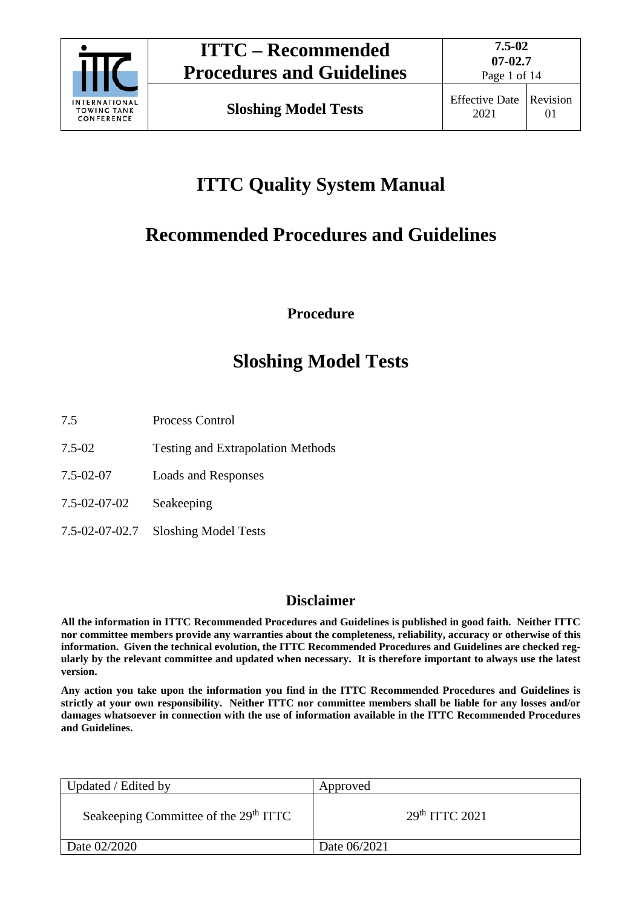# ITTC Quality System Manual

# Recommended Procedures and Guidelines

**Procedure**

# Sloshing Model Tests

| | |
|---|---|
| 7.5 | Process Control |
| 7.5-02 | Testing and Extrapolation Methods |
| 7.5-02-07 | Loads and Responses |
| 7.5-02-07-02 | Seakeeping |
| 7.5-02-07-02.7 | Sloshing Model Tests |

## Disclaimer

**All the information in ITTC Recommended Procedures and Guidelines is published in good faith. Neither ITTC nor committee members provide any warranties about the completeness, reliability, accuracy or otherwise of this information. Given the technical evolution, the ITTC Recommended Procedures and Guidelines are checked regularly by the relevant committee and updated when necessary. It is therefore important to always use the latest version.**

**Any action you take upon the information you find in the ITTC Recommended Procedures and Guidelines is strictly at your own responsibility. Neither ITTC nor committee members shall be liable for any losses and/or damages whatsoever in connection with the use of information available in the ITTC Recommended Procedures and Guidelines.**

| Updated / Edited by | Approved |
|---|---|
| Seakeeping Committee of the 29th ITTC | 29th ITTC 2021 |
| Date 02/2020 | Date 06/2021 |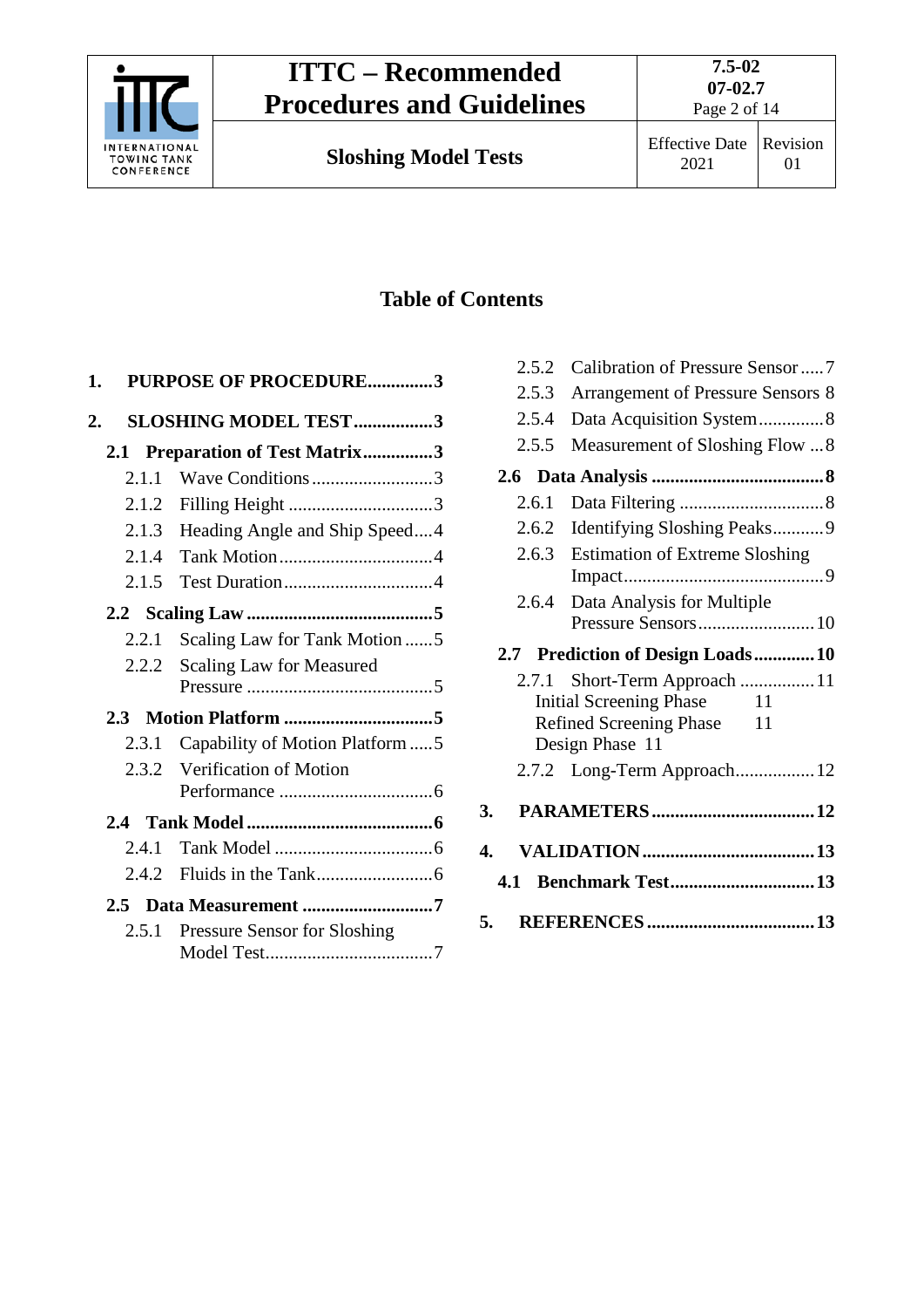## Table of Contents

1. **PURPOSE OF PROCEDURE**..............3
2. **SLOSHING MODEL TEST**.................3
   - **2.1 Preparation of Test Matrix**...............3
     - 2.1.1 Wave Conditions..........................3
     - 2.1.2 Filling Height ...............................3
     - 2.1.3 Heading Angle and Ship Speed....4
     - 2.1.4 Tank Motion.................................4
     - 2.1.5 Test Duration................................4
   - **2.2 Scaling Law**........................................5
     - 2.2.1 Scaling Law for Tank Motion ......5
     - 2.2.2 Scaling Law for Measured Pressure ........................................5
   - **2.3 Motion Platform** ................................5
     - 2.3.1 Capability of Motion Platform .....5
     - 2.3.2 Verification of Motion Performance .................................6
   - **2.4 Tank Model**........................................6
     - 2.4.1 Tank Model .................................6
     - 2.4.2 Fluids in the Tank.........................6
   - **2.5 Data Measurement** ............................7
     - 2.5.1 Pressure Sensor for Sloshing Model Test....................................7
     - 2.5.2 Calibration of Pressure Sensor .....7
     - 2.5.3 Arrangement of Pressure Sensors 8
     - 2.5.4 Data Acquisition System..............8
     - 2.5.5 Measurement of Sloshing Flow ...8
   - **2.6 Data Analysis** .....................................8
     - 2.6.1 Data Filtering ...............................8
     - 2.6.2 Identifying Sloshing Peaks...........9
     - 2.6.3 Estimation of Extreme Sloshing Impact...........................................9
     - 2.6.4 Data Analysis for Multiple Pressure Sensors.........................10
   - **2.7 Prediction of Design Loads**.............10
     - 2.7.1 Short-Term Approach ................11
       - Initial Screening Phase 11
       - Refined Screening Phase 11
       - Design Phase 11
     - 2.7.2 Long-Term Approach.................12
3. **PARAMETERS**..................................12
4. **VALIDATION**.....................................13
   - **4.1 Benchmark Test**...............................13
5. **REFERENCES**....................................13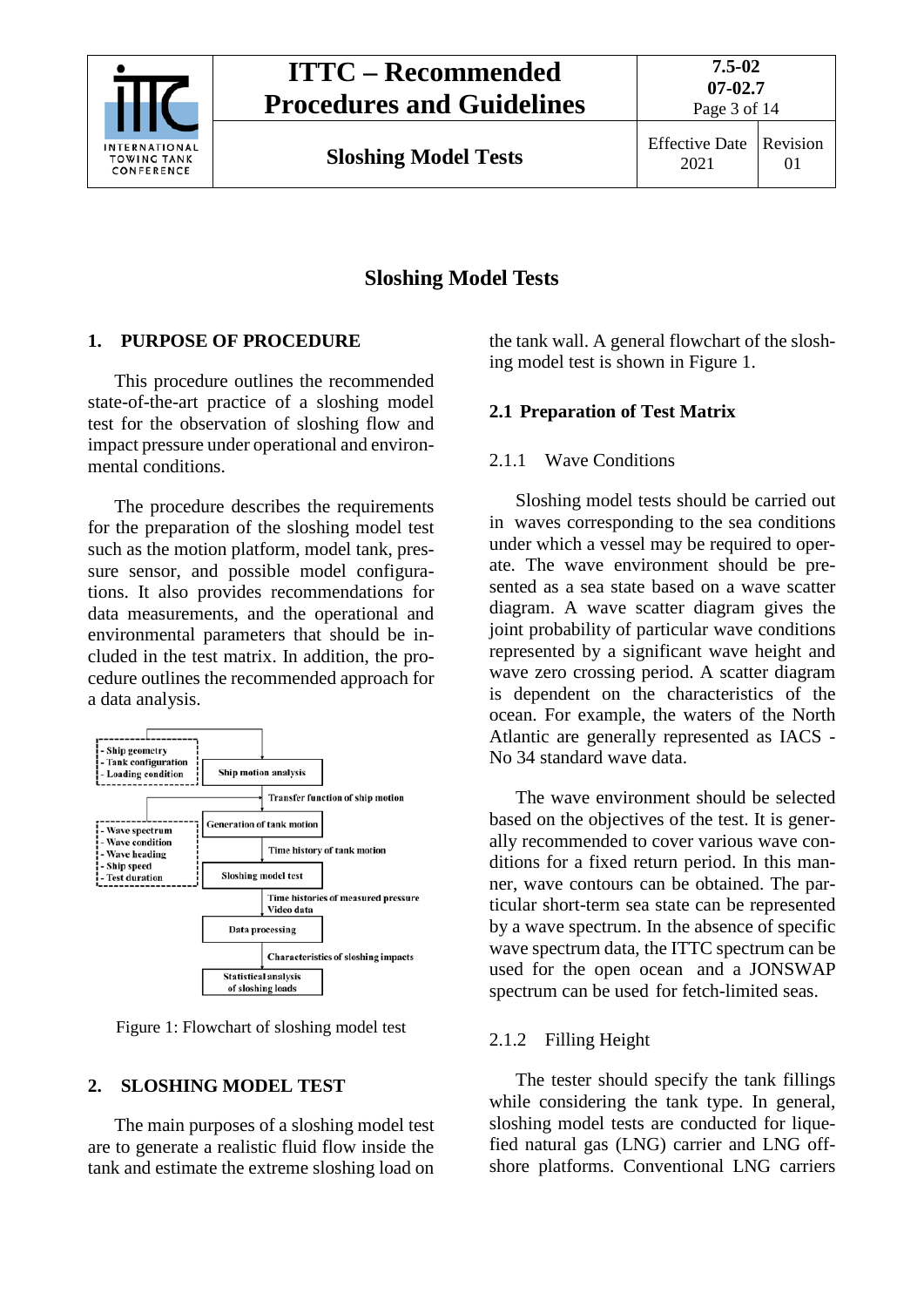# Sloshing Model Tests

## 1. PURPOSE OF PROCEDURE

This procedure outlines the recommended state-of-the-art practice of a sloshing model test for the observation of sloshing flow and impact pressure under operational and environmental conditions.

The procedure describes the requirements for the preparation of the sloshing model test such as the motion platform, model tank, pressure sensor, and possible model configurations. It also provides recommendations for data measurements, and the operational and environmental parameters that should be included in the test matrix. In addition, the procedure outlines the recommended approach for a data analysis.

Figure 1: Flowchart of sloshing model test

## 2. SLOSHING MODEL TEST

The main purposes of a sloshing model test are to generate a realistic fluid flow inside the tank and estimate the extreme sloshing load on the tank wall. A general flowchart of the sloshing model test is shown in Figure 1.

### 2.1 Preparation of Test Matrix

#### 2.1.1 Wave Conditions

Sloshing model tests should be carried out in waves corresponding to the sea conditions under which a vessel may be required to operate. The wave environment should be presented as a sea state based on a wave scatter diagram. A wave scatter diagram gives the joint probability of particular wave conditions represented by a significant wave height and wave zero crossing period. A scatter diagram is dependent on the characteristics of the ocean. For example, the waters of the North Atlantic are generally represented as IACS - No 34 standard wave data.

The wave environment should be selected based on the objectives of the test. It is generally recommended to cover various wave conditions for a fixed return period. In this manner, wave contours can be obtained. The particular short-term sea state can be represented by a wave spectrum. In the absence of specific wave spectrum data, the ITTC spectrum can be used for the open ocean and a JONSWAP spectrum can be used for fetch-limited seas.

#### 2.1.2 Filling Height

The tester should specify the tank fillings while considering the tank type. In general, sloshing model tests are conducted for liquefied natural gas (LNG) carrier and LNG offshore platforms. Conventional LNG carriers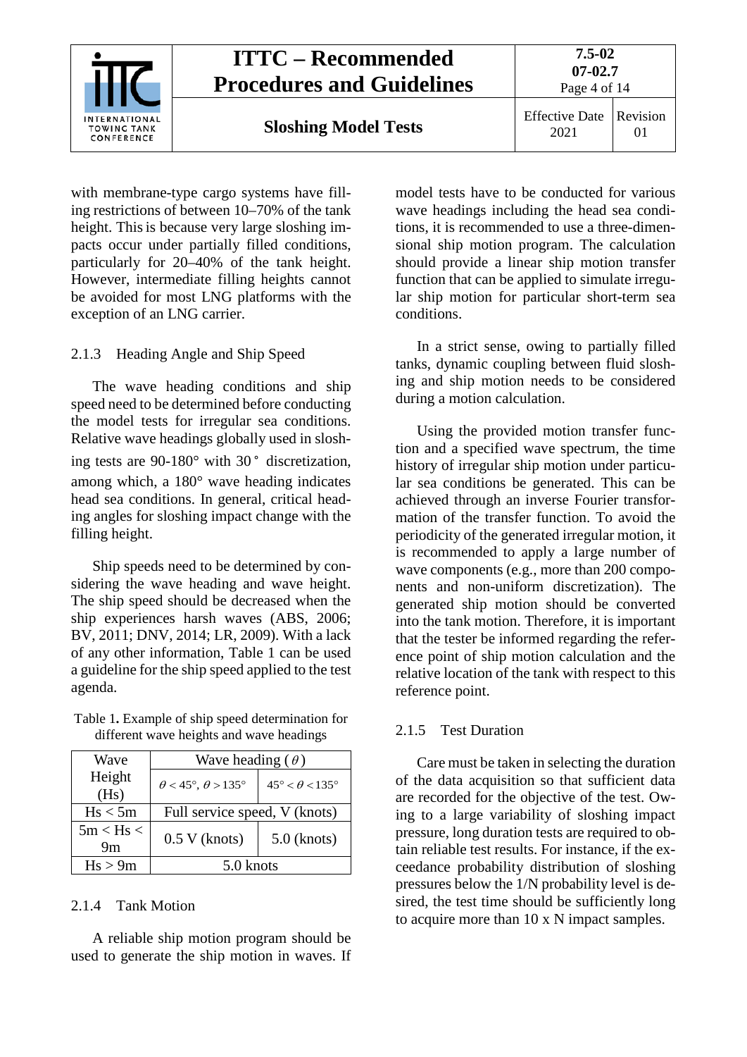with membrane-type cargo systems have filling restrictions of between 10–70% of the tank height. This is because very large sloshing impacts occur under partially filled conditions, particularly for 20–40% of the tank height. However, intermediate filling heights cannot be avoided for most LNG platforms with the exception of an LNG carrier.

### 2.1.3 Heading Angle and Ship Speed

The wave heading conditions and ship speed need to be determined before conducting the model tests for irregular sea conditions. Relative wave headings globally used in sloshing tests are 90-180° with 30° discretization, among which, a 180° wave heading indicates head sea conditions. In general, critical heading angles for sloshing impact change with the filling height.

Ship speeds need to be determined by considering the wave heading and wave height. The ship speed should be decreased when the ship experiences harsh waves (ABS, 2006; BV, 2011; DNV, 2014; LR, 2009). With a lack of any other information, Table 1 can be used a guideline for the ship speed applied to the test agenda.

Table 1**.** Example of ship speed determination for different wave heights and wave headings

| Wave Height (Hs) | Wave heading ($\theta$) | |
|---|---|---|
| | $\theta < 45°$, $\theta > 135°$ | $45° < \theta < 135°$ |
| Hs < 5m | Full service speed, V (knots) | |
| 5m < Hs < 9m | 0.5 V (knots) | 5.0 (knots) |
| Hs > 9m | 5.0 knots | |

### 2.1.4 Tank Motion

A reliable ship motion program should be used to generate the ship motion in waves. If model tests have to be conducted for various wave headings including the head sea conditions, it is recommended to use a three-dimensional ship motion program. The calculation should provide a linear ship motion transfer function that can be applied to simulate irregular ship motion for particular short-term sea conditions.

In a strict sense, owing to partially filled tanks, dynamic coupling between fluid sloshing and ship motion needs to be considered during a motion calculation.

Using the provided motion transfer function and a specified wave spectrum, the time history of irregular ship motion under particular sea conditions be generated. This can be achieved through an inverse Fourier transformation of the transfer function. To avoid the periodicity of the generated irregular motion, it is recommended to apply a large number of wave components (e.g., more than 200 components and non-uniform discretization). The generated ship motion should be converted into the tank motion. Therefore, it is important that the tester be informed regarding the reference point of ship motion calculation and the relative location of the tank with respect to this reference point.

### 2.1.5 Test Duration

Care must be taken in selecting the duration of the data acquisition so that sufficient data are recorded for the objective of the test. Owing to a large variability of sloshing impact pressure, long duration tests are required to obtain reliable test results. For instance, if the exceedance probability distribution of sloshing pressures below the 1/N probability level is desired, the test time should be sufficiently long to acquire more than 10 x N impact samples.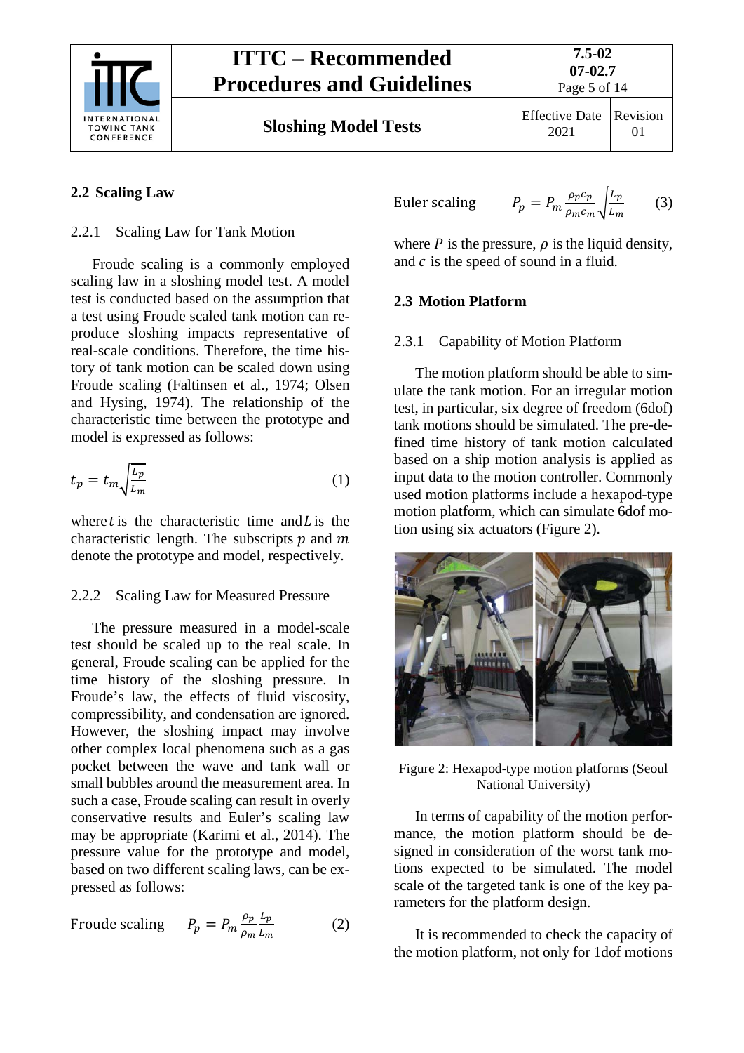## 2.2 Scaling Law

### 2.2.1 Scaling Law for Tank Motion

Froude scaling is a commonly employed scaling law in a sloshing model test. A model test is conducted based on the assumption that a test using Froude scaled tank motion can reproduce sloshing impacts representative of real-scale conditions. Therefore, the time history of tank motion can be scaled down using Froude scaling (Faltinsen et al., 1974; Olsen and Hysing, 1974). The relationship of the characteristic time between the prototype and model is expressed as follows:

$$t_p = t_m \sqrt{\frac{L_p}{L_m}} \tag{1}$$

where $t$ is the characteristic time and $L$ is the characteristic length. The subscripts $p$ and $m$ denote the prototype and model, respectively.

### 2.2.2 Scaling Law for Measured Pressure

The pressure measured in a model-scale test should be scaled up to the real scale. In general, Froude scaling can be applied for the time history of the sloshing pressure. In Froude's law, the effects of fluid viscosity, compressibility, and condensation are ignored. However, the sloshing impact may involve other complex local phenomena such as a gas pocket between the wave and tank wall or small bubbles around the measurement area. In such a case, Froude scaling can result in overly conservative results and Euler's scaling law may be appropriate (Karimi et al., 2014). The pressure value for the prototype and model, based on two different scaling laws, can be expressed as follows:

Froude scaling $$P_p = P_m \frac{\rho_p}{\rho_m} \frac{L_p}{L_m} \tag{2}$$

Euler scaling $$P_p = P_m \frac{\rho_p c_p}{\rho_m c_m} \sqrt{\frac{L_p}{L_m}} \tag{3}$$

where $P$ is the pressure, $\rho$ is the liquid density, and $c$ is the speed of sound in a fluid.

## 2.3 Motion Platform

### 2.3.1 Capability of Motion Platform

The motion platform should be able to simulate the tank motion. For an irregular motion test, in particular, six degree of freedom (6dof) tank motions should be simulated. The pre-defined time history of tank motion calculated based on a ship motion analysis is applied as input data to the motion controller. Commonly used motion platforms include a hexapod-type motion platform, which can simulate 6dof motion using six actuators (Figure 2).

Figure 2: Hexapod-type motion platforms (Seoul National University)

In terms of capability of the motion performance, the motion platform should be designed in consideration of the worst tank motions expected to be simulated. The model scale of the targeted tank is one of the key parameters for the platform design.

It is recommended to check the capacity of the motion platform, not only for 1dof motions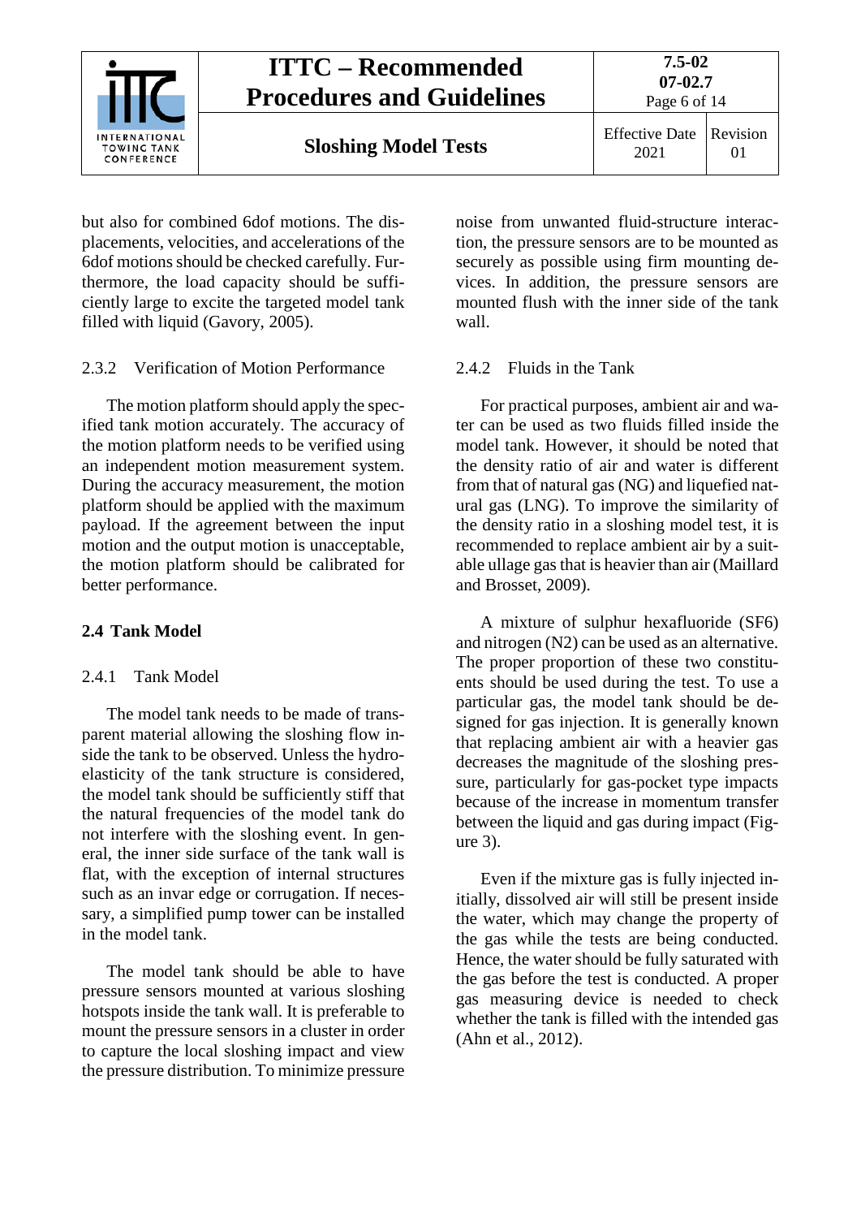but also for combined 6dof motions. The displacements, velocities, and accelerations of the 6dof motions should be checked carefully. Furthermore, the load capacity should be sufficiently large to excite the targeted model tank filled with liquid (Gavory, 2005).

### 2.3.2 Verification of Motion Performance

The motion platform should apply the specified tank motion accurately. The accuracy of the motion platform needs to be verified using an independent motion measurement system. During the accuracy measurement, the motion platform should be applied with the maximum payload. If the agreement between the input motion and the output motion is unacceptable, the motion platform should be calibrated for better performance.

## 2.4 Tank Model

### 2.4.1 Tank Model

The model tank needs to be made of transparent material allowing the sloshing flow inside the tank to be observed. Unless the hydroelasticity of the tank structure is considered, the model tank should be sufficiently stiff that the natural frequencies of the model tank do not interfere with the sloshing event. In general, the inner side surface of the tank wall is flat, with the exception of internal structures such as an invar edge or corrugation. If necessary, a simplified pump tower can be installed in the model tank.

The model tank should be able to have pressure sensors mounted at various sloshing hotspots inside the tank wall. It is preferable to mount the pressure sensors in a cluster in order to capture the local sloshing impact and view the pressure distribution. To minimize pressure noise from unwanted fluid-structure interaction, the pressure sensors are to be mounted as securely as possible using firm mounting devices. In addition, the pressure sensors are mounted flush with the inner side of the tank wall.

### 2.4.2 Fluids in the Tank

For practical purposes, ambient air and water can be used as two fluids filled inside the model tank. However, it should be noted that the density ratio of air and water is different from that of natural gas (NG) and liquefied natural gas (LNG). To improve the similarity of the density ratio in a sloshing model test, it is recommended to replace ambient air by a suitable ullage gas that is heavier than air (Maillard and Brosset, 2009).

A mixture of sulphur hexafluoride ($SF_6$) and nitrogen ($N_2$) can be used as an alternative. The proper proportion of these two constituents should be used during the test. To use a particular gas, the model tank should be designed for gas injection. It is generally known that replacing ambient air with a heavier gas decreases the magnitude of the sloshing pressure, particularly for gas-pocket type impacts because of the increase in momentum transfer between the liquid and gas during impact (Figure 3).

Even if the mixture gas is fully injected initially, dissolved air will still be present inside the water, which may change the property of the gas while the tests are being conducted. Hence, the water should be fully saturated with the gas before the test is conducted. A proper gas measuring device is needed to check whether the tank is filled with the intended gas (Ahn et al., 2012).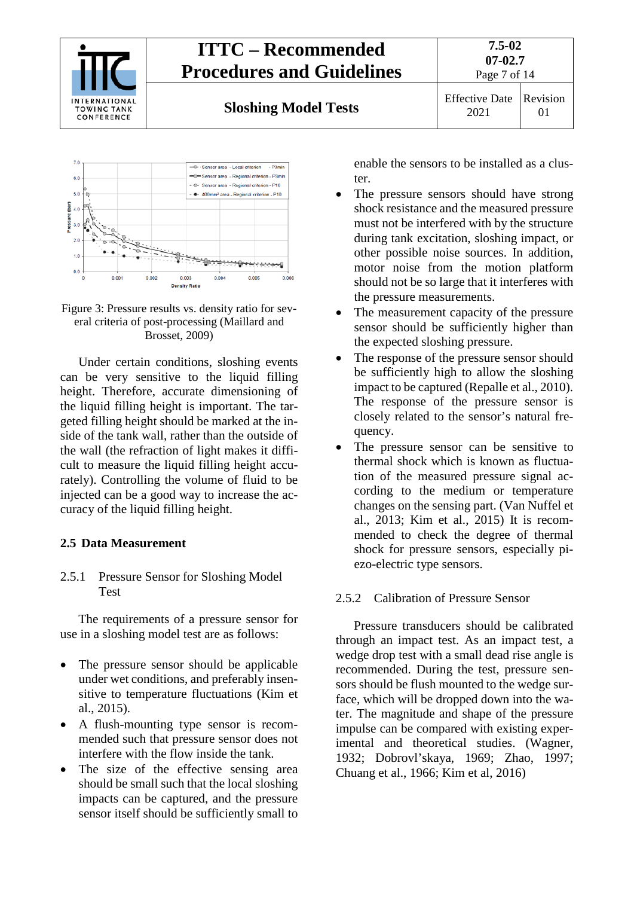Figure 3: Pressure results vs. density ratio for several criteria of post-processing (Maillard and Brosset, 2009)

Under certain conditions, sloshing events can be very sensitive to the liquid filling height. Therefore, accurate dimensioning of the liquid filling height is important. The targeted filling height should be marked at the inside of the tank wall, rather than the outside of the wall (the refraction of light makes it difficult to measure the liquid filling height accurately). Controlling the volume of fluid to be injected can be a good way to increase the accuracy of the liquid filling height.

## 2.5 Data Measurement

### 2.5.1 Pressure Sensor for Sloshing Model Test

The requirements of a pressure sensor for use in a sloshing model test are as follows:

- The pressure sensor should be applicable under wet conditions, and preferably insensitive to temperature fluctuations (Kim et al., 2015).
- A flush-mounting type sensor is recommended such that pressure sensor does not interfere with the flow inside the tank.
- The size of the effective sensing area should be small such that the local sloshing impacts can be captured, and the pressure sensor itself should be sufficiently small to enable the sensors to be installed as a cluster.
- The pressure sensors should have strong shock resistance and the measured pressure must not be interfered with by the structure during tank excitation, sloshing impact, or other possible noise sources. In addition, motor noise from the motion platform should not be so large that it interferes with the pressure measurements.
- The measurement capacity of the pressure sensor should be sufficiently higher than the expected sloshing pressure.
- The response of the pressure sensor should be sufficiently high to allow the sloshing impact to be captured (Repalle et al., 2010). The response of the pressure sensor is closely related to the sensor's natural frequency.
- The pressure sensor can be sensitive to thermal shock which is known as fluctuation of the measured pressure signal according to the medium or temperature changes on the sensing part. (Van Nuffel et al., 2013; Kim et al., 2015) It is recommended to check the degree of thermal shock for pressure sensors, especially piezo-electric type sensors.

### 2.5.2 Calibration of Pressure Sensor

Pressure transducers should be calibrated through an impact test. As an impact test, a wedge drop test with a small dead rise angle is recommended. During the test, pressure sensors should be flush mounted to the wedge surface, which will be dropped down into the water. The magnitude and shape of the pressure impulse can be compared with existing experimental and theoretical studies. (Wagner, 1932; Dobrovl'skaya, 1969; Zhao, 1997; Chuang et al., 1966; Kim et al, 2016)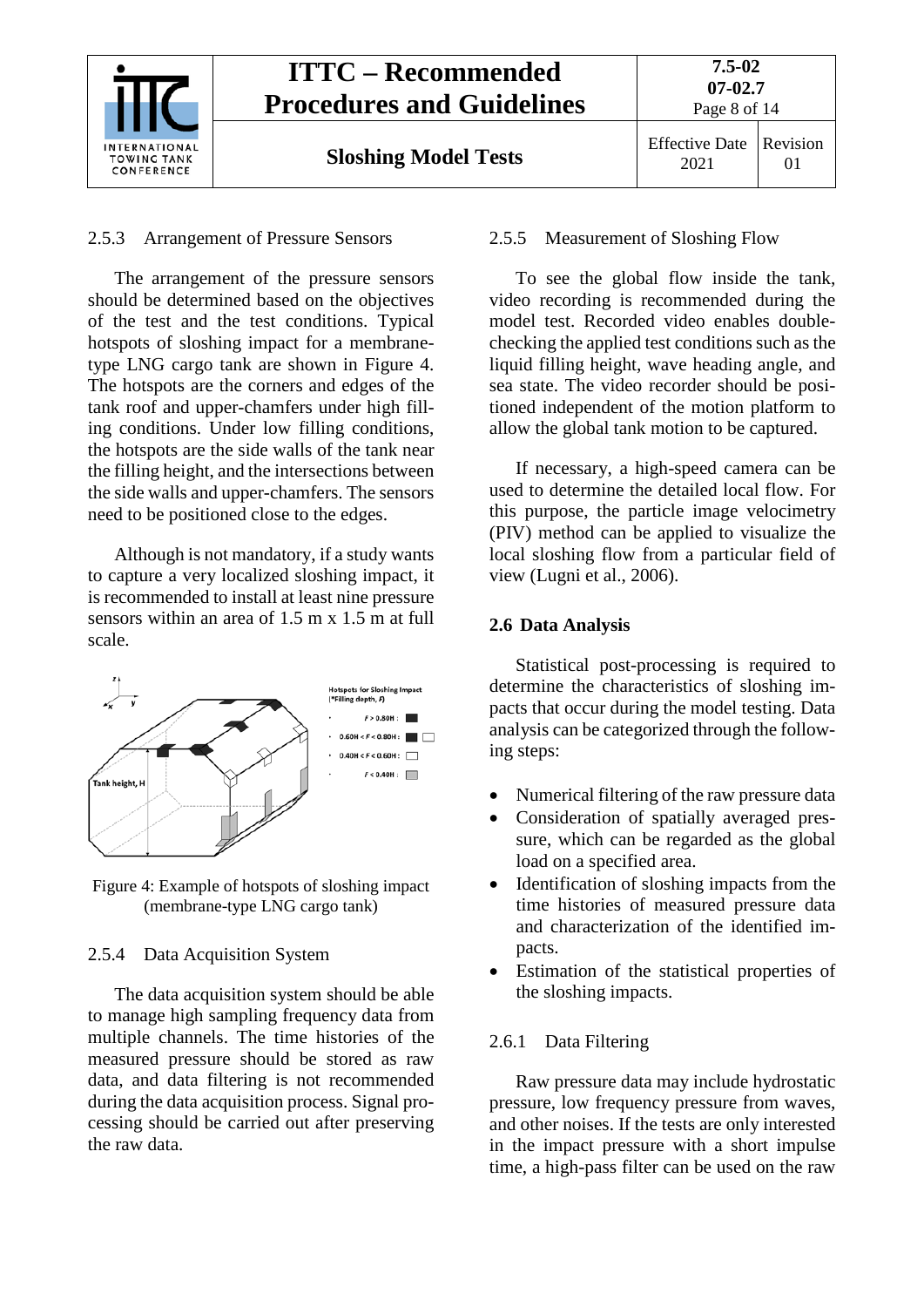### 2.5.3 Arrangement of Pressure Sensors

The arrangement of the pressure sensors should be determined based on the objectives of the test and the test conditions. Typical hotspots of sloshing impact for a membrane-type LNG cargo tank are shown in Figure 4. The hotspots are the corners and edges of the tank roof and upper-chamfers under high filling conditions. Under low filling conditions, the hotspots are the side walls of the tank near the filling height, and the intersections between the side walls and upper-chamfers. The sensors need to be positioned close to the edges.

Although is not mandatory, if a study wants to capture a very localized sloshing impact, it is recommended to install at least nine pressure sensors within an area of 1.5 m x 1.5 m at full scale.

Figure 4: Example of hotspots of sloshing impact (membrane-type LNG cargo tank)

### 2.5.4 Data Acquisition System

The data acquisition system should be able to manage high sampling frequency data from multiple channels. The time histories of the measured pressure should be stored as raw data, and data filtering is not recommended during the data acquisition process. Signal processing should be carried out after preserving the raw data.

### 2.5.5 Measurement of Sloshing Flow

To see the global flow inside the tank, video recording is recommended during the model test. Recorded video enables double-checking the applied test conditions such as the liquid filling height, wave heading angle, and sea state. The video recorder should be positioned independent of the motion platform to allow the global tank motion to be captured.

If necessary, a high-speed camera can be used to determine the detailed local flow. For this purpose, the particle image velocimetry (PIV) method can be applied to visualize the local sloshing flow from a particular field of view (Lugni et al., 2006).

## 2.6 Data Analysis

Statistical post-processing is required to determine the characteristics of sloshing impacts that occur during the model testing. Data analysis can be categorized through the following steps:

- Numerical filtering of the raw pressure data
- Consideration of spatially averaged pressure, which can be regarded as the global load on a specified area.
- Identification of sloshing impacts from the time histories of measured pressure data and characterization of the identified impacts.
- Estimation of the statistical properties of the sloshing impacts.

### 2.6.1 Data Filtering

Raw pressure data may include hydrostatic pressure, low frequency pressure from waves, and other noises. If the tests are only interested in the impact pressure with a short impulse time, a high-pass filter can be used on the raw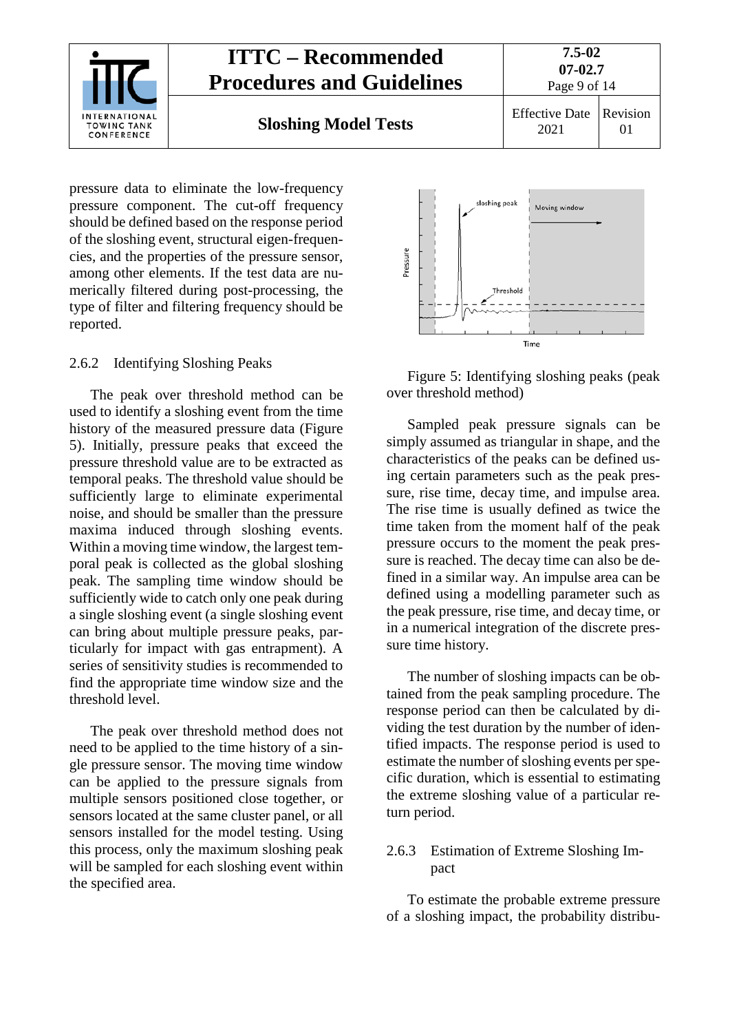pressure data to eliminate the low-frequency pressure component. The cut-off frequency should be defined based on the response period of the sloshing event, structural eigen-frequencies, and the properties of the pressure sensor, among other elements. If the test data are numerically filtered during post-processing, the type of filter and filtering frequency should be reported.

### 2.6.2 Identifying Sloshing Peaks

The peak over threshold method can be used to identify a sloshing event from the time history of the measured pressure data (Figure 5). Initially, pressure peaks that exceed the pressure threshold value are to be extracted as temporal peaks. The threshold value should be sufficiently large to eliminate experimental noise, and should be smaller than the pressure maxima induced through sloshing events. Within a moving time window, the largest temporal peak is collected as the global sloshing peak. The sampling time window should be sufficiently wide to catch only one peak during a single sloshing event (a single sloshing event can bring about multiple pressure peaks, particularly for impact with gas entrapment). A series of sensitivity studies is recommended to find the appropriate time window size and the threshold level.

The peak over threshold method does not need to be applied to the time history of a single pressure sensor. The moving time window can be applied to the pressure signals from multiple sensors positioned close together, or sensors located at the same cluster panel, or all sensors installed for the model testing. Using this process, only the maximum sloshing peak will be sampled for each sloshing event within the specified area.

Figure 5: Identifying sloshing peaks (peak over threshold method)

Sampled peak pressure signals can be simply assumed as triangular in shape, and the characteristics of the peaks can be defined using certain parameters such as the peak pressure, rise time, decay time, and impulse area. The rise time is usually defined as twice the time taken from the moment half of the peak pressure occurs to the moment the peak pressure is reached. The decay time can also be defined in a similar way. An impulse area can be defined using a modelling parameter such as the peak pressure, rise time, and decay time, or in a numerical integration of the discrete pressure time history.

The number of sloshing impacts can be obtained from the peak sampling procedure. The response period can then be calculated by dividing the test duration by the number of identified impacts. The response period is used to estimate the number of sloshing events per specific duration, which is essential to estimating the extreme sloshing value of a particular return period.

### 2.6.3 Estimation of Extreme Sloshing Impact

To estimate the probable extreme pressure of a sloshing impact, the probability distribu-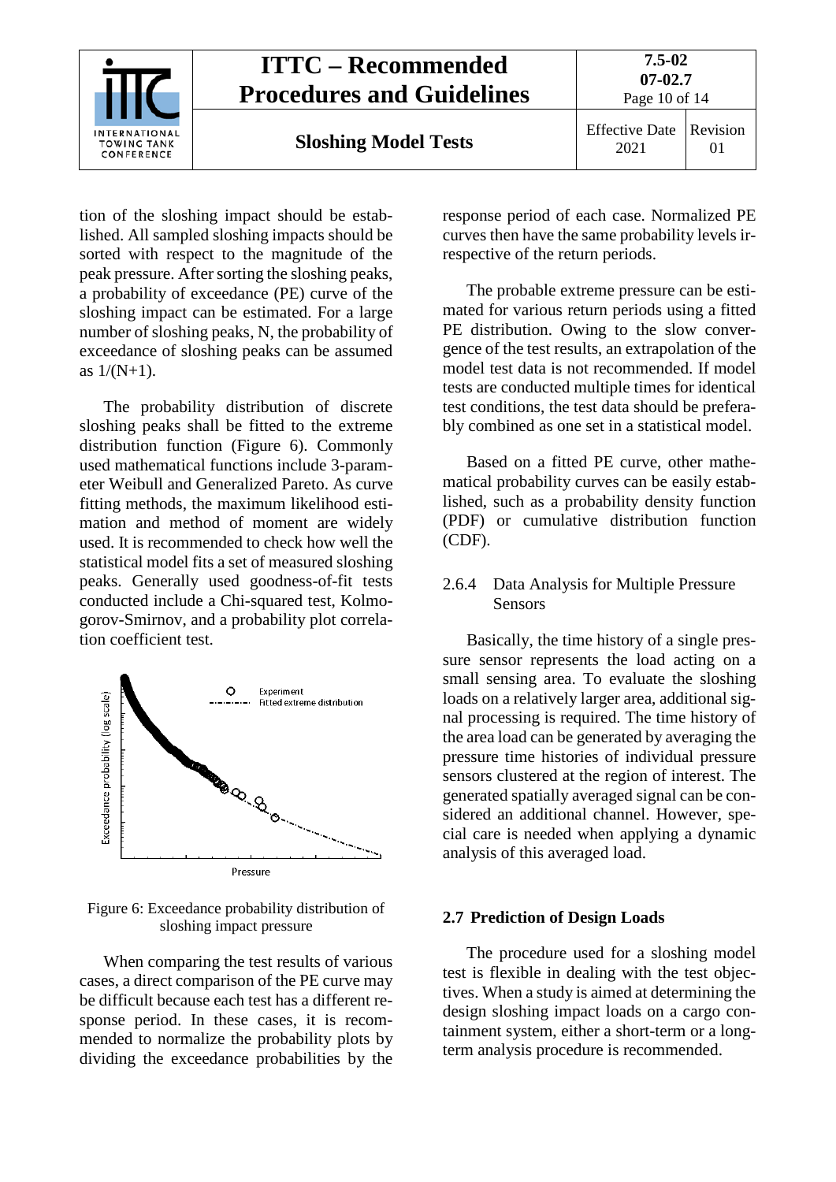tion of the sloshing impact should be established. All sampled sloshing impacts should be sorted with respect to the magnitude of the peak pressure. After sorting the sloshing peaks, a probability of exceedance (PE) curve of the sloshing impact can be estimated. For a large number of sloshing peaks, N, the probability of exceedance of sloshing peaks can be assumed as 1/(N+1).

The probability distribution of discrete sloshing peaks shall be fitted to the extreme distribution function (Figure 6). Commonly used mathematical functions include 3-parameter Weibull and Generalized Pareto. As curve fitting methods, the maximum likelihood estimation and method of moment are widely used. It is recommended to check how well the statistical model fits a set of measured sloshing peaks. Generally used goodness-of-fit tests conducted include a Chi-squared test, Kolmogorov-Smirnov, and a probability plot correlation coefficient test.

Figure 6: Exceedance probability distribution of sloshing impact pressure

When comparing the test results of various cases, a direct comparison of the PE curve may be difficult because each test has a different response period. In these cases, it is recommended to normalize the probability plots by dividing the exceedance probabilities by the response period of each case. Normalized PE curves then have the same probability levels irrespective of the return periods.

The probable extreme pressure can be estimated for various return periods using a fitted PE distribution. Owing to the slow convergence of the test results, an extrapolation of the model test data is not recommended. If model tests are conducted multiple times for identical test conditions, the test data should be preferably combined as one set in a statistical model.

Based on a fitted PE curve, other mathematical probability curves can be easily established, such as a probability density function (PDF) or cumulative distribution function (CDF).

### 2.6.4 Data Analysis for Multiple Pressure Sensors

Basically, the time history of a single pressure sensor represents the load acting on a small sensing area. To evaluate the sloshing loads on a relatively larger area, additional signal processing is required. The time history of the area load can be generated by averaging the pressure time histories of individual pressure sensors clustered at the region of interest. The generated spatially averaged signal can be considered an additional channel. However, special care is needed when applying a dynamic analysis of this averaged load.

## 2.7 Prediction of Design Loads

The procedure used for a sloshing model test is flexible in dealing with the test objectives. When a study is aimed at determining the design sloshing impact loads on a cargo containment system, either a short-term or a long-term analysis procedure is recommended.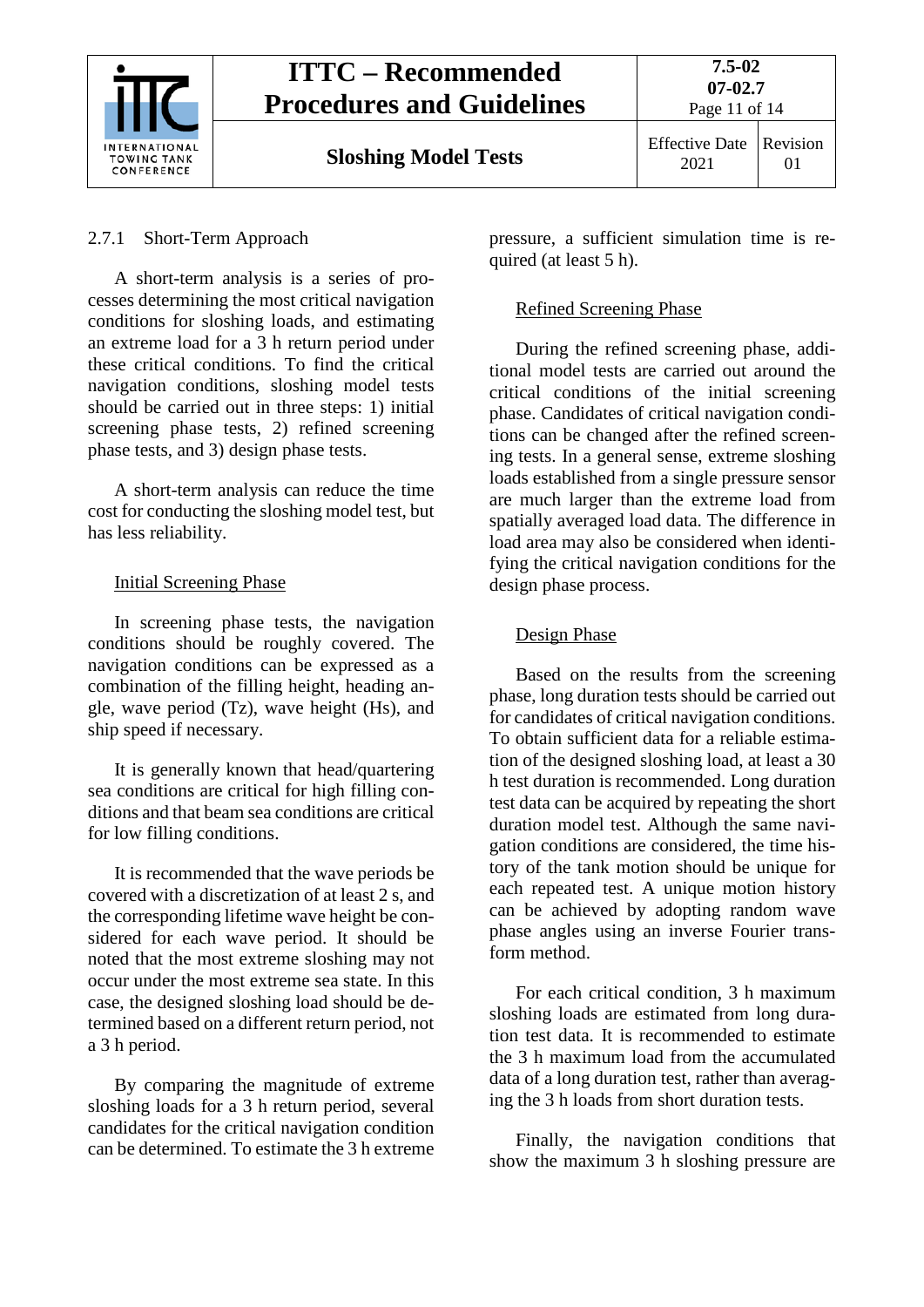### 2.7.1 Short-Term Approach

A short-term analysis is a series of processes determining the most critical navigation conditions for sloshing loads, and estimating an extreme load for a 3 h return period under these critical conditions. To find the critical navigation conditions, sloshing model tests should be carried out in three steps: 1) initial screening phase tests, 2) refined screening phase tests, and 3) design phase tests.

A short-term analysis can reduce the time cost for conducting the sloshing model test, but has less reliability.

Initial Screening Phase

In screening phase tests, the navigation conditions should be roughly covered. The navigation conditions can be expressed as a combination of the filling height, heading angle, wave period (Tz), wave height (Hs), and ship speed if necessary.

It is generally known that head/quartering sea conditions are critical for high filling conditions and that beam sea conditions are critical for low filling conditions.

It is recommended that the wave periods be covered with a discretization of at least 2 s, and the corresponding lifetime wave height be considered for each wave period. It should be noted that the most extreme sloshing may not occur under the most extreme sea state. In this case, the designed sloshing load should be determined based on a different return period, not a 3 h period.

By comparing the magnitude of extreme sloshing loads for a 3 h return period, several candidates for the critical navigation condition can be determined. To estimate the 3 h extreme pressure, a sufficient simulation time is required (at least 5 h).

Refined Screening Phase

During the refined screening phase, additional model tests are carried out around the critical conditions of the initial screening phase. Candidates of critical navigation conditions can be changed after the refined screening tests. In a general sense, extreme sloshing loads established from a single pressure sensor are much larger than the extreme load from spatially averaged load data. The difference in load area may also be considered when identifying the critical navigation conditions for the design phase process.

Design Phase

Based on the results from the screening phase, long duration tests should be carried out for candidates of critical navigation conditions. To obtain sufficient data for a reliable estimation of the designed sloshing load, at least a 30 h test duration is recommended. Long duration test data can be acquired by repeating the short duration model test. Although the same navigation conditions are considered, the time history of the tank motion should be unique for each repeated test. A unique motion history can be achieved by adopting random wave phase angles using an inverse Fourier transform method.

For each critical condition, 3 h maximum sloshing loads are estimated from long duration test data. It is recommended to estimate the 3 h maximum load from the accumulated data of a long duration test, rather than averaging the 3 h loads from short duration tests.

Finally, the navigation conditions that show the maximum 3 h sloshing pressure are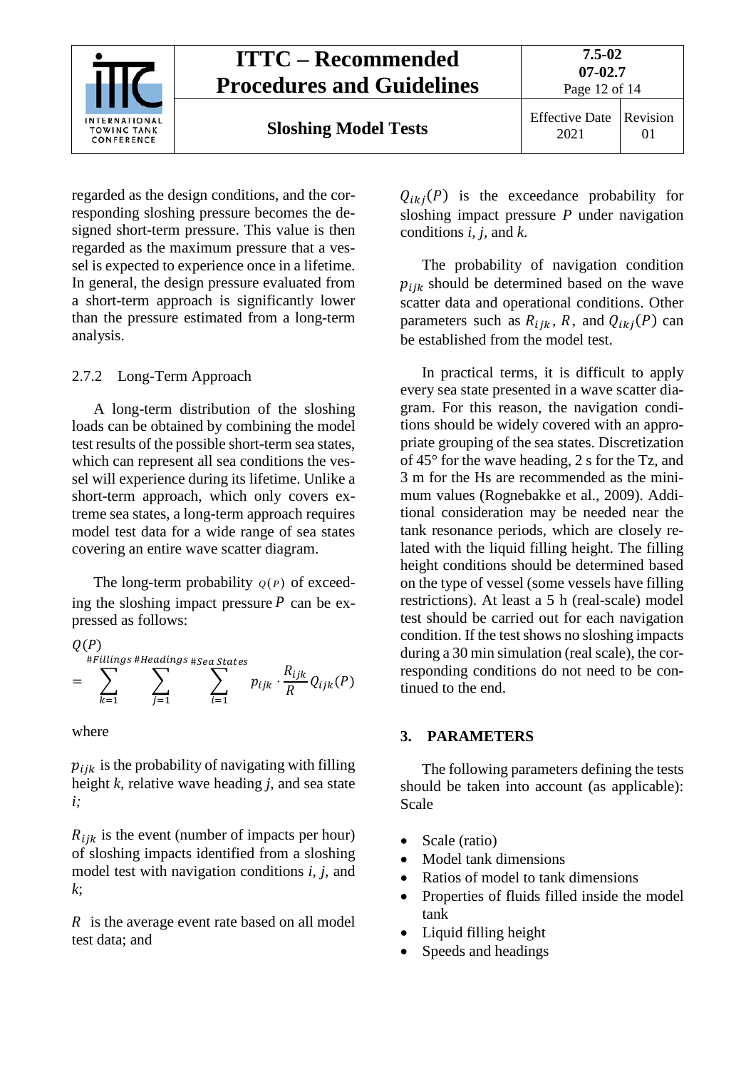regarded as the design conditions, and the corresponding sloshing pressure becomes the designed short-term pressure. This value is then regarded as the maximum pressure that a vessel is expected to experience once in a lifetime. In general, the design pressure evaluated from a short-term approach is significantly lower than the pressure estimated from a long-term analysis.

### 2.7.2 Long-Term Approach

A long-term distribution of the sloshing loads can be obtained by combining the model test results of the possible short-term sea states, which can represent all sea conditions the vessel will experience during its lifetime. Unlike a short-term approach, which only covers extreme sea states, a long-term approach requires model test data for a wide range of sea states covering an entire wave scatter diagram.

The long-term probability $Q(P)$ of exceeding the sloshing impact pressure $P$ can be expressed as follows:

$$Q(P) = \sum_{k=1}^{\#Fillings} \sum_{j=1}^{\#Headings} \sum_{i=1}^{\#Sea\ States} p_{ijk} \cdot \frac{R_{ijk}}{R} Q_{ijk}(P)$$

where

$p_{ijk}$ is the probability of navigating with filling height *k*, relative wave heading *j*, and sea state *i;*

$R_{ijk}$ is the event (number of impacts per hour) of sloshing impacts identified from a sloshing model test with navigation conditions *i, j*, and *k*;

$R$ is the average event rate based on all model test data; and

$Q_{ikj}(P)$ is the exceedance probability for sloshing impact pressure $P$ under navigation conditions *i, j*, and *k.*

The probability of navigation condition $p_{ijk}$ should be determined based on the wave scatter data and operational conditions. Other parameters such as $R_{ijk}$, $R$, and $Q_{ikj}(P)$ can be established from the model test.

In practical terms, it is difficult to apply every sea state presented in a wave scatter diagram. For this reason, the navigation conditions should be widely covered with an appropriate grouping of the sea states. Discretization of 45° for the wave heading, 2 s for the Tz, and 3 m for the Hs are recommended as the minimum values (Rognebakke et al., 2009). Additional consideration may be needed near the tank resonance periods, which are closely related with the liquid filling height. The filling height conditions should be determined based on the type of vessel (some vessels have filling restrictions). At least a 5 h (real-scale) model test should be carried out for each navigation condition. If the test shows no sloshing impacts during a 30 min simulation (real scale), the corresponding conditions do not need to be continued to the end.

## 3. PARAMETERS

The following parameters defining the tests should be taken into account (as applicable): Scale

- Scale (ratio)
- Model tank dimensions
- Ratios of model to tank dimensions
- Properties of fluids filled inside the model tank
- Liquid filling height
- Speeds and headings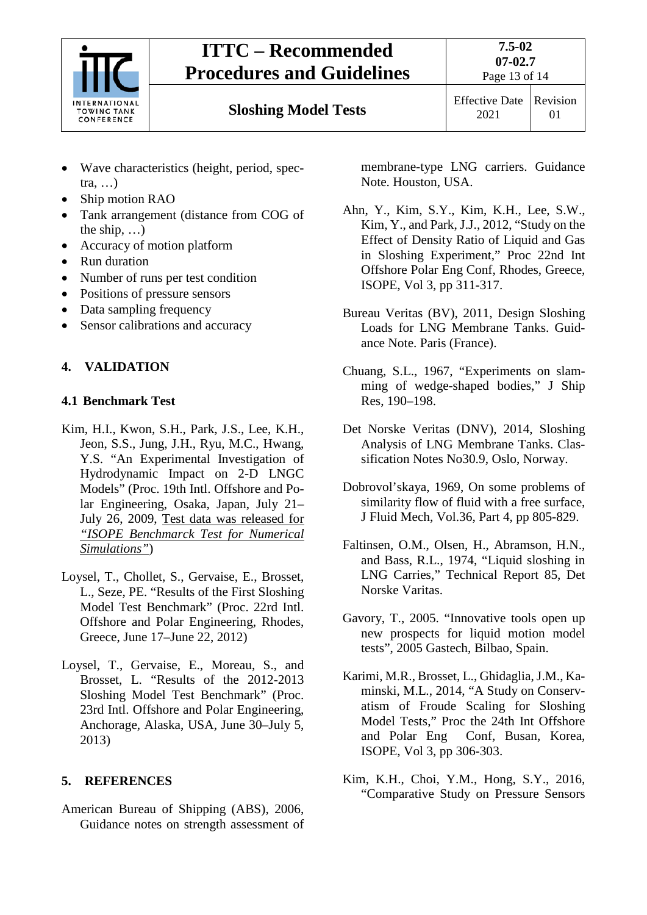- Wave characteristics (height, period, spectra, …)
- Ship motion RAO
- Tank arrangement (distance from COG of the ship, …)
- Accuracy of motion platform
- Run duration
- Number of runs per test condition
- Positions of pressure sensors
- Data sampling frequency
- Sensor calibrations and accuracy

## 4. VALIDATION

### 4.1 Benchmark Test

Kim, H.I., Kwon, S.H., Park, J.S., Lee, K.H., Jeon, S.S., Jung, J.H., Ryu, M.C., Hwang, Y.S. "An Experimental Investigation of Hydrodynamic Impact on 2-D LNGC Models" (Proc. 19th Intl. Offshore and Polar Engineering, Osaka, Japan, July 21–July 26, 2009, Test data was released for *"ISOPE Benchmarck Test for Numerical Simulations"*)

Loysel, T., Chollet, S., Gervaise, E., Brosset, L., Seze, PE. "Results of the First Sloshing Model Test Benchmark" (Proc. 22rd Intl. Offshore and Polar Engineering, Rhodes, Greece, June 17–June 22, 2012)

Loysel, T., Gervaise, E., Moreau, S., and Brosset, L. "Results of the 2012-2013 Sloshing Model Test Benchmark" (Proc. 23rd Intl. Offshore and Polar Engineering, Anchorage, Alaska, USA, June 30–July 5, 2013)

## 5. REFERENCES

American Bureau of Shipping (ABS), 2006, Guidance notes on strength assessment of membrane-type LNG carriers. Guidance Note. Houston, USA.

Ahn, Y., Kim, S.Y., Kim, K.H., Lee, S.W., Kim, Y., and Park, J.J., 2012, "Study on the Effect of Density Ratio of Liquid and Gas in Sloshing Experiment," Proc 22nd Int Offshore Polar Eng Conf, Rhodes, Greece, ISOPE, Vol 3, pp 311-317.

Bureau Veritas (BV), 2011, Design Sloshing Loads for LNG Membrane Tanks. Guidance Note. Paris (France).

Chuang, S.L., 1967, "Experiments on slamming of wedge-shaped bodies," J Ship Res, 190–198.

Det Norske Veritas (DNV), 2014, Sloshing Analysis of LNG Membrane Tanks. Classification Notes No30.9, Oslo, Norway.

Dobrovol'skaya, 1969, On some problems of similarity flow of fluid with a free surface, J Fluid Mech, Vol.36, Part 4, pp 805-829.

Faltinsen, O.M., Olsen, H., Abramson, H.N., and Bass, R.L., 1974, "Liquid sloshing in LNG Carries," Technical Report 85, Det Norske Veritas.

Gavory, T., 2005. "Innovative tools open up new prospects for liquid motion model tests", 2005 Gastech, Bilbao, Spain.

Karimi, M.R., Brosset, L., Ghidaglia, J.M., Kaminski, M.L., 2014, "A Study on Conservatism of Froude Scaling for Sloshing Model Tests," Proc the 24th Int Offshore and Polar Eng Conf, Busan, Korea, ISOPE, Vol 3, pp 306-303.

Kim, K.H., Choi, Y.M., Hong, S.Y., 2016, "Comparative Study on Pressure Sensors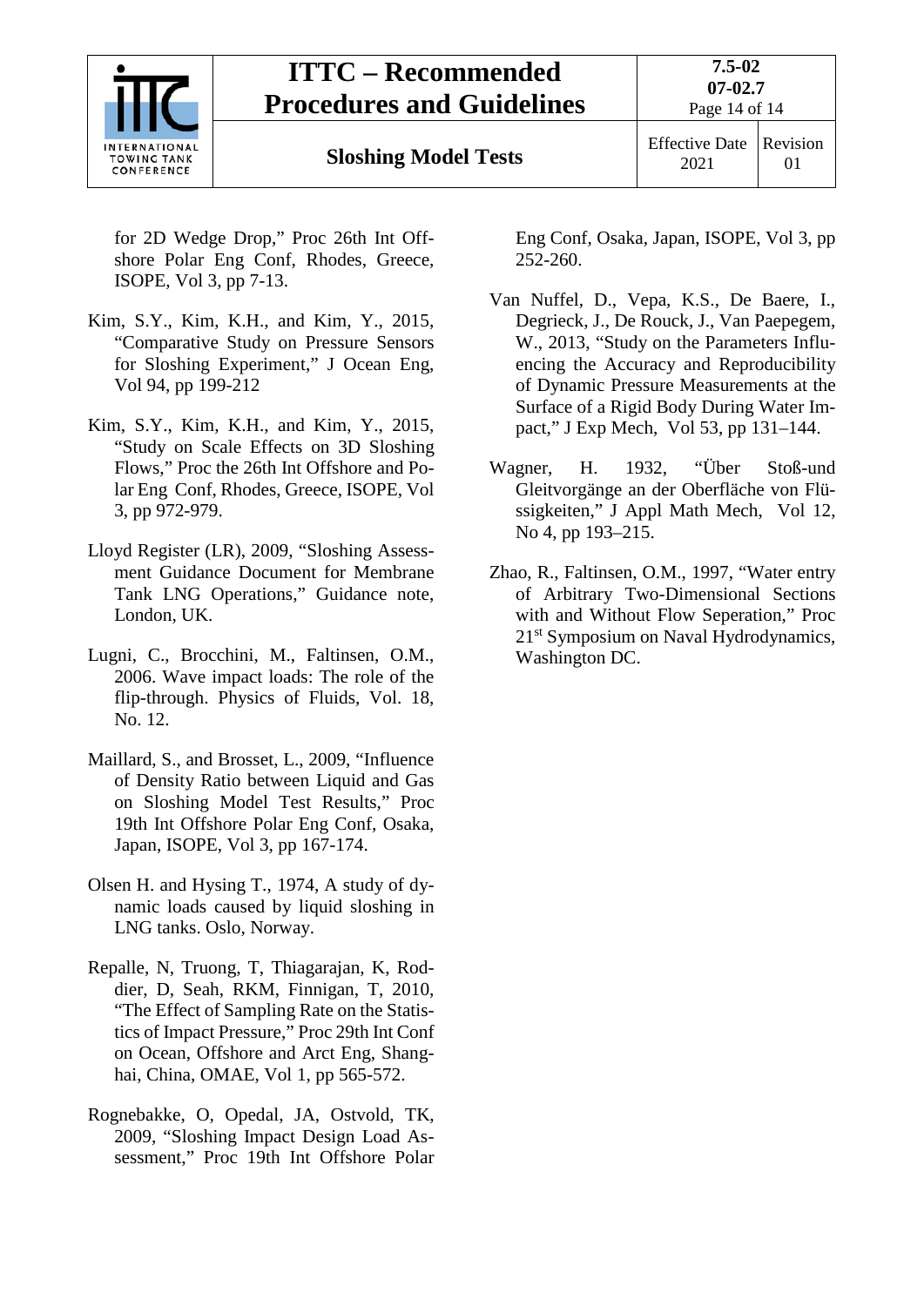for 2D Wedge Drop," Proc 26th Int Offshore Polar Eng Conf, Rhodes, Greece, ISOPE, Vol 3, pp 7-13.

Kim, S.Y., Kim, K.H., and Kim, Y., 2015, "Comparative Study on Pressure Sensors for Sloshing Experiment," J Ocean Eng, Vol 94, pp 199-212

Kim, S.Y., Kim, K.H., and Kim, Y., 2015, "Study on Scale Effects on 3D Sloshing Flows," Proc the 26th Int Offshore and Polar Eng Conf, Rhodes, Greece, ISOPE, Vol 3, pp 972-979.

Lloyd Register (LR), 2009, "Sloshing Assessment Guidance Document for Membrane Tank LNG Operations," Guidance note, London, UK.

Lugni, C., Brocchini, M., Faltinsen, O.M., 2006. Wave impact loads: The role of the flip-through. Physics of Fluids, Vol. 18, No. 12.

Maillard, S., and Brosset, L., 2009, "Influence of Density Ratio between Liquid and Gas on Sloshing Model Test Results," Proc 19th Int Offshore Polar Eng Conf, Osaka, Japan, ISOPE, Vol 3, pp 167-174.

Olsen H. and Hysing T., 1974, A study of dynamic loads caused by liquid sloshing in LNG tanks. Oslo, Norway.

Repalle, N, Truong, T, Thiagarajan, K, Roddier, D, Seah, RKM, Finnigan, T, 2010, "The Effect of Sampling Rate on the Statistics of Impact Pressure," Proc 29th Int Conf on Ocean, Offshore and Arct Eng, Shanghai, China, OMAE, Vol 1, pp 565-572.

Rognebakke, O, Opedal, JA, Ostvold, TK, 2009, "Sloshing Impact Design Load Assessment," Proc 19th Int Offshore Polar Eng Conf, Osaka, Japan, ISOPE, Vol 3, pp 252-260.

Van Nuffel, D., Vepa, K.S., De Baere, I., Degrieck, J., De Rouck, J., Van Paepegem, W., 2013, "Study on the Parameters Influencing the Accuracy and Reproducibility of Dynamic Pressure Measurements at the Surface of a Rigid Body During Water Impact," J Exp Mech, Vol 53, pp 131–144.

Wagner, H. 1932, "Über Stoß-und Gleitvorgänge an der Oberfläche von Flüssigkeiten," J Appl Math Mech, Vol 12, No 4, pp 193–215.

Zhao, R., Faltinsen, O.M., 1997, "Water entry of Arbitrary Two-Dimensional Sections with and Without Flow Seperation," Proc 21st Symposium on Naval Hydrodynamics, Washington DC.